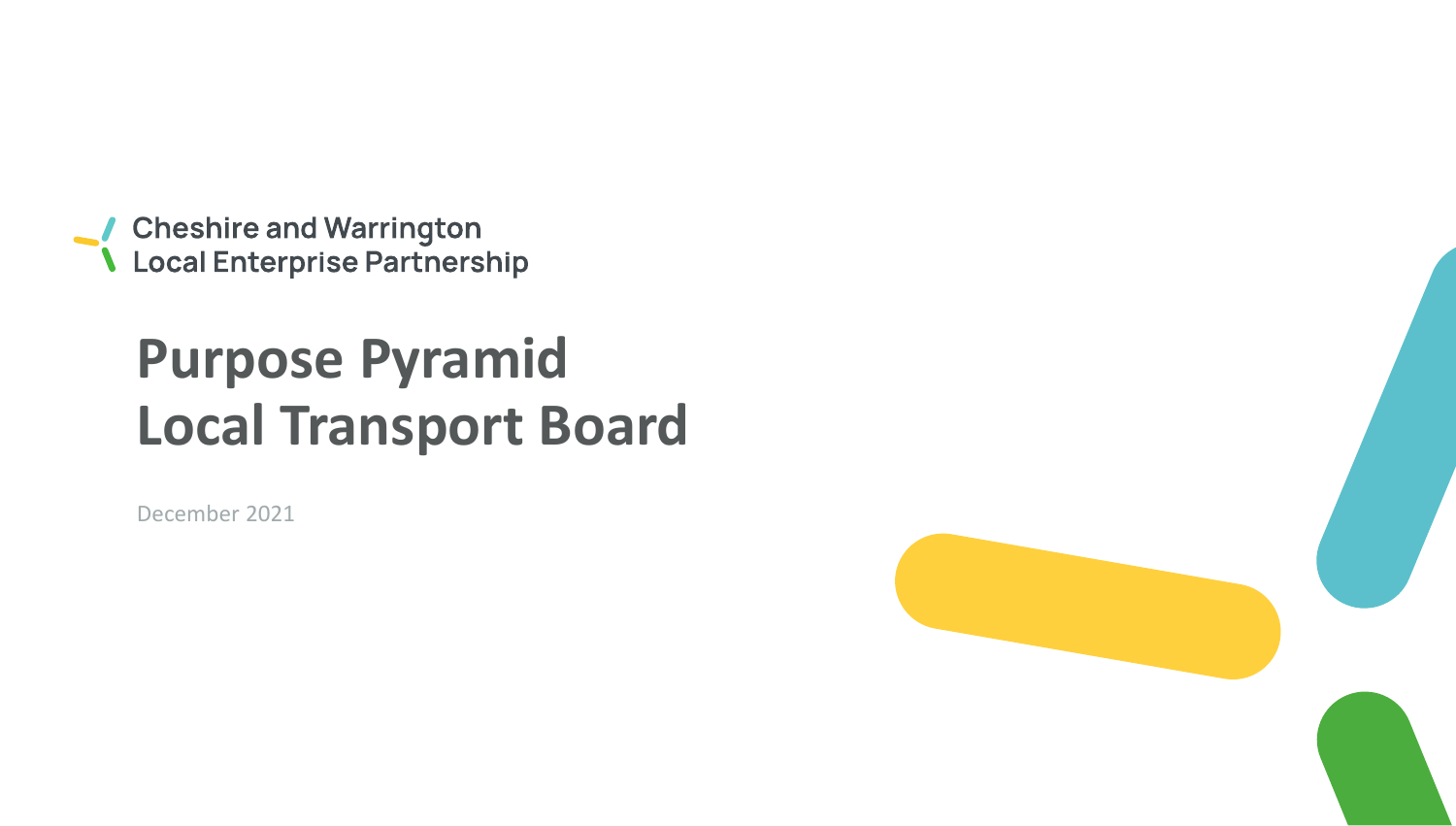Cheshire and Warrington
Local Enterprise Partnership

# Purpose Pyramid
# Local Transport Board

December 2021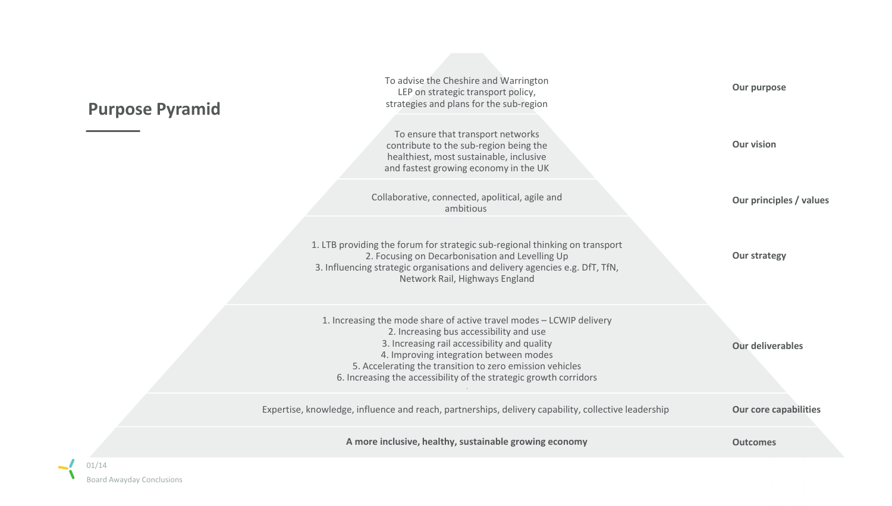## Purpose Pyramid

| Level | Content |
| --- | --- |
| **Our purpose** | To advise the Cheshire and Warrington LEP on strategic transport policy, strategies and plans for the sub-region |
| **Our vision** | To ensure that transport networks contribute to the sub-region being the healthiest, most sustainable, inclusive and fastest growing economy in the UK |
| **Our principles / values** | Collaborative, connected, apolitical, agile and ambitious |
| **Our strategy** | 1. LTB providing the forum for strategic sub-regional thinking on transport<br>2. Focusing on Decarbonisation and Levelling Up<br>3. Influencing strategic organisations and delivery agencies e.g. DfT, TfN, Network Rail, Highways England |
| **Our deliverables** | 1. Increasing the mode share of active travel modes – LCWIP delivery<br>2. Increasing bus accessibility and use<br>3. Increasing rail accessibility and quality<br>4. Improving integration between modes<br>5. Accelerating the transition to zero emission vehicles<br>6. Increasing the accessibility of the strategic growth corridors |
| **Our core capabilities** | Expertise, knowledge, influence and reach, partnerships, delivery capability, collective leadership |
| **Outcomes** | **A more inclusive, healthy, sustainable growing economy** |

Board Awayday Conclusions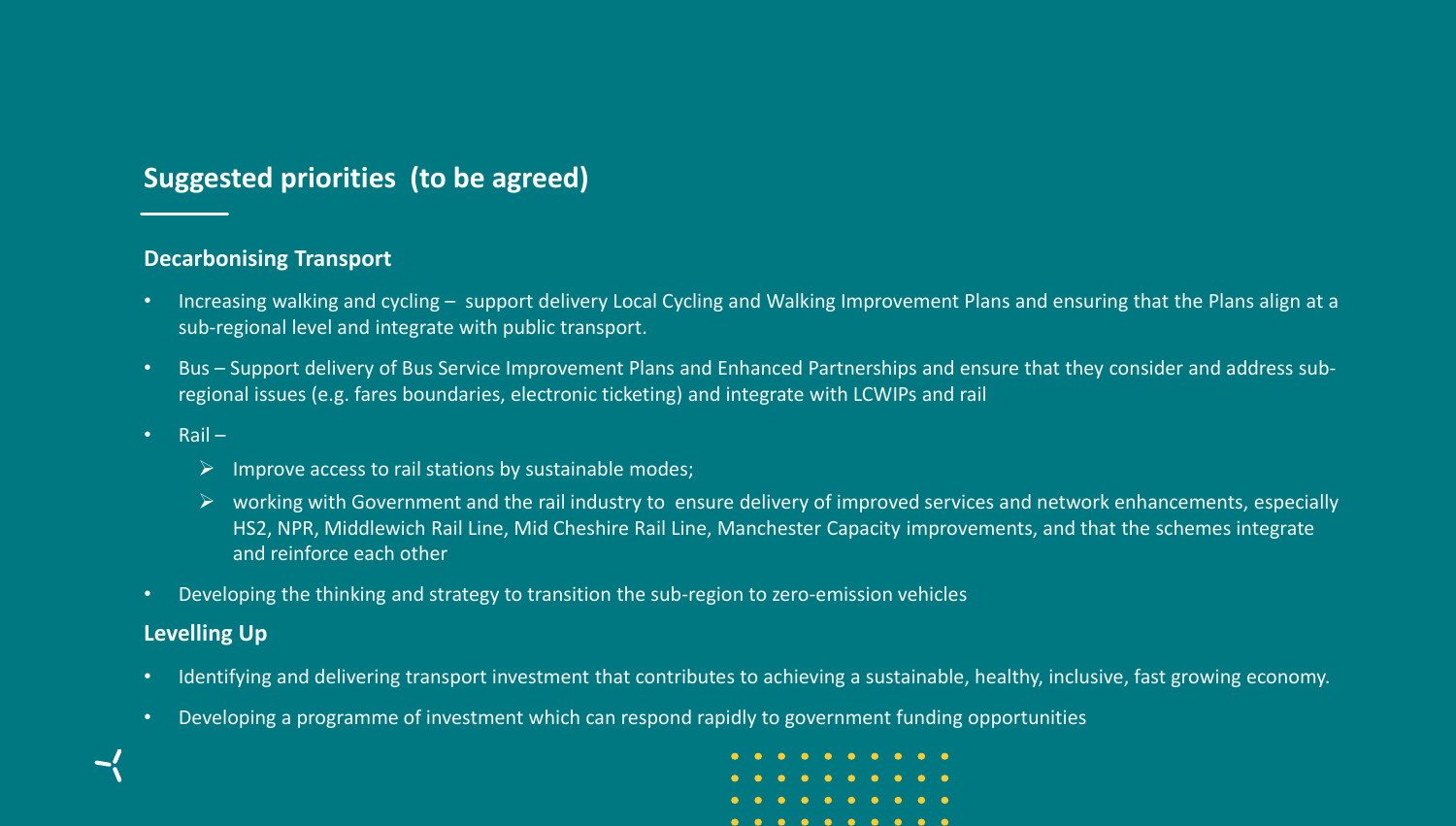## Suggested priorities (to be agreed)

### Decarbonising Transport

- Increasing walking and cycling – support delivery Local Cycling and Walking Improvement Plans and ensuring that the Plans align at a sub-regional level and integrate with public transport.
- Bus – Support delivery of Bus Service Improvement Plans and Enhanced Partnerships and ensure that they consider and address sub-regional issues (e.g. fares boundaries, electronic ticketing) and integrate with LCWIPs and rail
- Rail –
  - Improve access to rail stations by sustainable modes;
  - working with Government and the rail industry to ensure delivery of improved services and network enhancements, especially HS2, NPR, Middlewich Rail Line, Mid Cheshire Rail Line, Manchester Capacity improvements, and that the schemes integrate and reinforce each other
- Developing the thinking and strategy to transition the sub-region to zero-emission vehicles

### Levelling Up

- Identifying and delivering transport investment that contributes to achieving a sustainable, healthy, inclusive, fast growing economy.
- Developing a programme of investment which can respond rapidly to government funding opportunities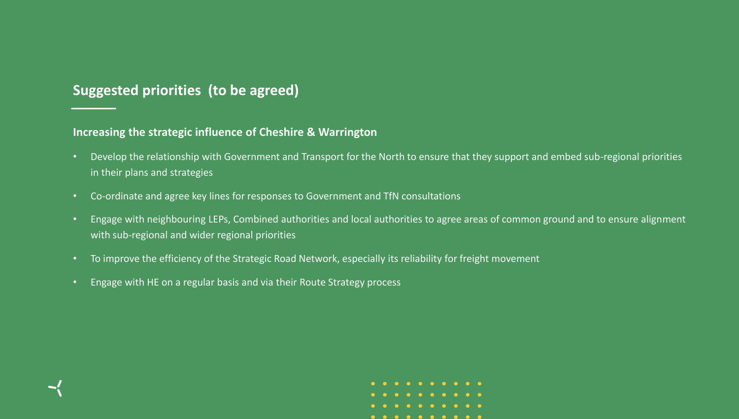## Suggested priorities (to be agreed)

**Increasing the strategic influence of Cheshire & Warrington**

- Develop the relationship with Government and Transport for the North to ensure that they support and embed sub-regional priorities in their plans and strategies
- Co-ordinate and agree key lines for responses to Government and TfN consultations
- Engage with neighbouring LEPs, Combined authorities and local authorities to agree areas of common ground and to ensure alignment with sub-regional and wider regional priorities
- To improve the efficiency of the Strategic Road Network, especially its reliability for freight movement
- Engage with HE on a regular basis and via their Route Strategy process